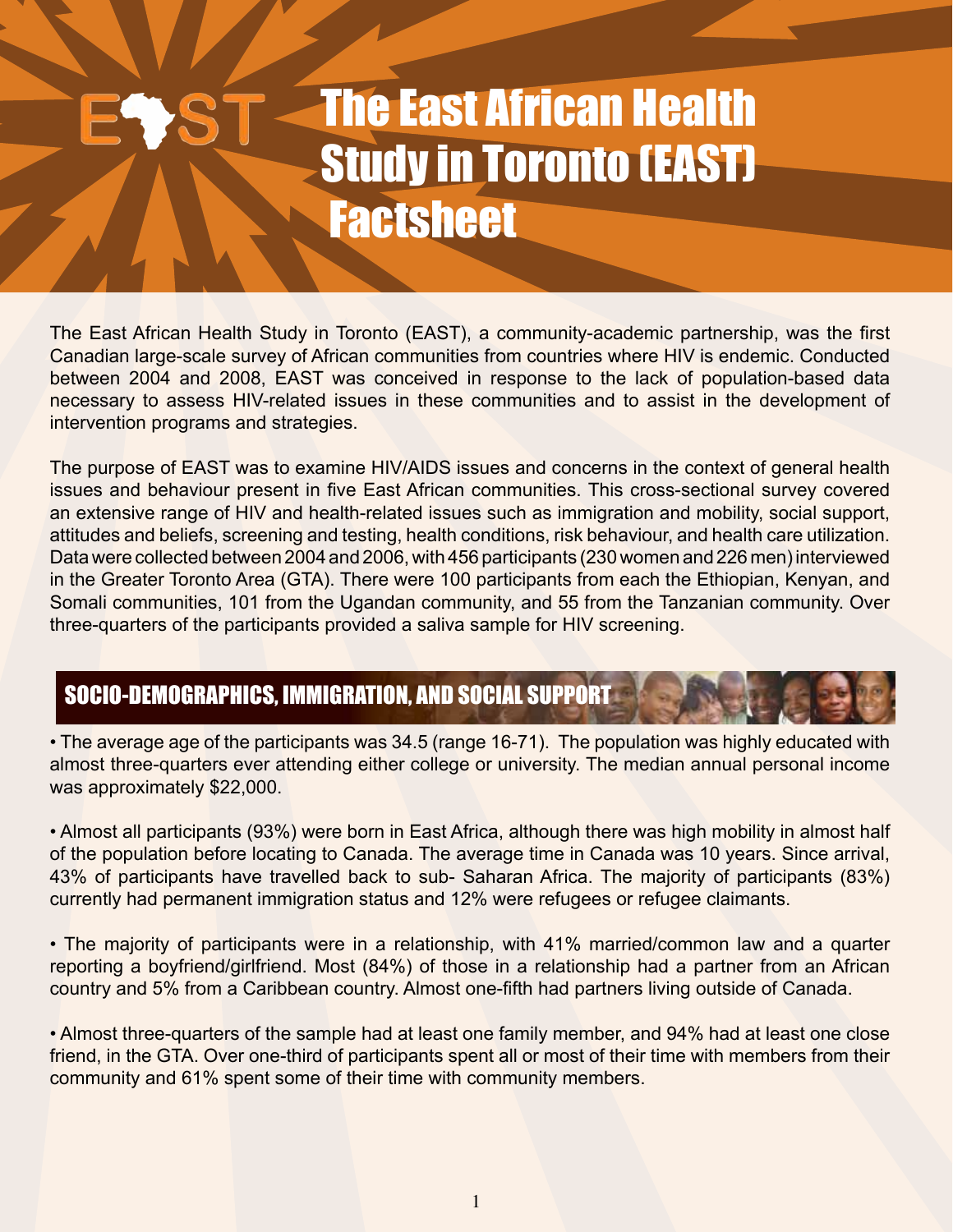# The East African Health Study in Toronto (EAST) Factsheet

The East African Health Study in Toronto (EAST), a community-academic partnership, was the first Canadian large-scale survey of African communities from countries where HIV is endemic. Conducted between 2004 and 2008, EAST was conceived in response to the lack of population-based data necessary to assess HIV-related issues in these communities and to assist in the development of intervention programs and strategies.

The purpose of EAST was to examine HIV/AIDS issues and concerns in the context of general health issues and behaviour present in five East African communities. This cross-sectional survey covered an extensive range of HIV and health-related issues such as immigration and mobility, social support, attitudes and beliefs, screening and testing, health conditions, risk behaviour, and health care utilization. Data were collected between 2004 and 2006, with 456 participants (230 women and 226 men) interviewed in the Greater Toronto Area (GTA). There were 100 participants from each the Ethiopian, Kenyan, and Somali communities, 101 from the Ugandan community, and 55 from the Tanzanian community. Over three-quarters of the participants provided a saliva sample for HIV screening.

## SOCIO-DEMOGRAPHICS, IMMIGRATION, AND SOCIAL SUPPORT

- The average age of the participants was 34.5 (range 16-71). The population was highly educated with almost three-quarters ever attending either college or university. The median annual personal income was approximately $22,000.

- Almost all participants (93%) were born in East Africa, although there was high mobility in almost half of the population before locating to Canada. The average time in Canada was 10 years. Since arrival, 43% of participants have travelled back to sub- Saharan Africa. The majority of participants (83%) currently had permanent immigration status and 12% were refugees or refugee claimants.

- The majority of participants were in a relationship, with 41% married/common law and a quarter reporting a boyfriend/girlfriend. Most (84%) of those in a relationship had a partner from an African country and 5% from a Caribbean country. Almost one-fifth had partners living outside of Canada.

- Almost three-quarters of the sample had at least one family member, and 94% had at least one close friend, in the GTA. Over one-third of participants spent all or most of their time with members from their community and 61% spent some of their time with community members.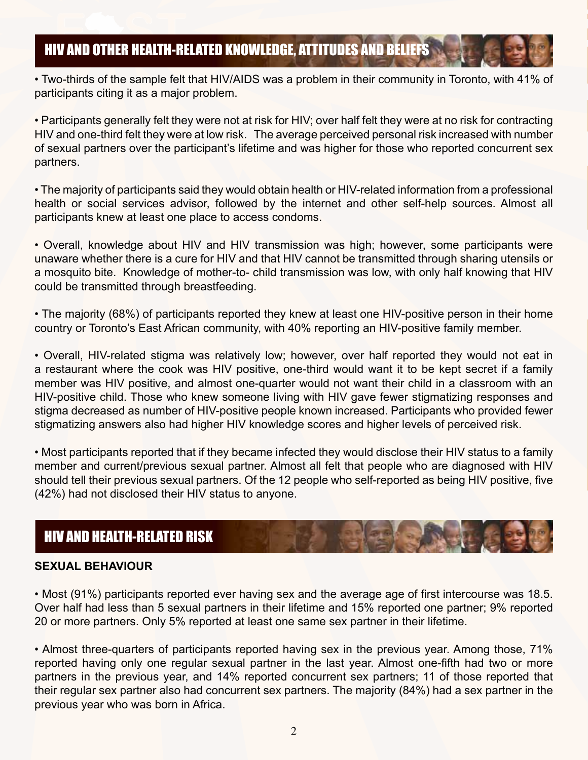## HIV AND OTHER HEALTH-RELATED KNOWLEDGE, ATTITUDES AND BELIEFS

• Two-thirds of the sample felt that HIV/AIDS was a problem in their community in Toronto, with 41% of participants citing it as a major problem.

• Participants generally felt they were not at risk for HIV; over half felt they were at no risk for contracting HIV and one-third felt they were at low risk. The average perceived personal risk increased with number of sexual partners over the participant's lifetime and was higher for those who reported concurrent sex partners.

• The majority of participants said they would obtain health or HIV-related information from a professional health or social services advisor, followed by the internet and other self-help sources. Almost all participants knew at least one place to access condoms.

• Overall, knowledge about HIV and HIV transmission was high; however, some participants were unaware whether there is a cure for HIV and that HIV cannot be transmitted through sharing utensils or a mosquito bite. Knowledge of mother-to- child transmission was low, with only half knowing that HIV could be transmitted through breastfeeding.

• The majority (68%) of participants reported they knew at least one HIV-positive person in their home country or Toronto's East African community, with 40% reporting an HIV-positive family member.

• Overall, HIV-related stigma was relatively low; however, over half reported they would not eat in a restaurant where the cook was HIV positive, one-third would want it to be kept secret if a family member was HIV positive, and almost one-quarter would not want their child in a classroom with an HIV-positive child. Those who knew someone living with HIV gave fewer stigmatizing responses and stigma decreased as number of HIV-positive people known increased. Participants who provided fewer stigmatizing answers also had higher HIV knowledge scores and higher levels of perceived risk.

• Most participants reported that if they became infected they would disclose their HIV status to a family member and current/previous sexual partner. Almost all felt that people who are diagnosed with HIV should tell their previous sexual partners. Of the 12 people who self-reported as being HIV positive, five (42%) had not disclosed their HIV status to anyone.

## HIV AND HEALTH-RELATED RISK

### SEXUAL BEHAVIOUR

• Most (91%) participants reported ever having sex and the average age of first intercourse was 18.5. Over half had less than 5 sexual partners in their lifetime and 15% reported one partner; 9% reported 20 or more partners. Only 5% reported at least one same sex partner in their lifetime.

• Almost three-quarters of participants reported having sex in the previous year. Among those, 71% reported having only one regular sexual partner in the last year. Almost one-fifth had two or more partners in the previous year, and 14% reported concurrent sex partners; 11 of those reported that their regular sex partner also had concurrent sex partners. The majority (84%) had a sex partner in the previous year who was born in Africa.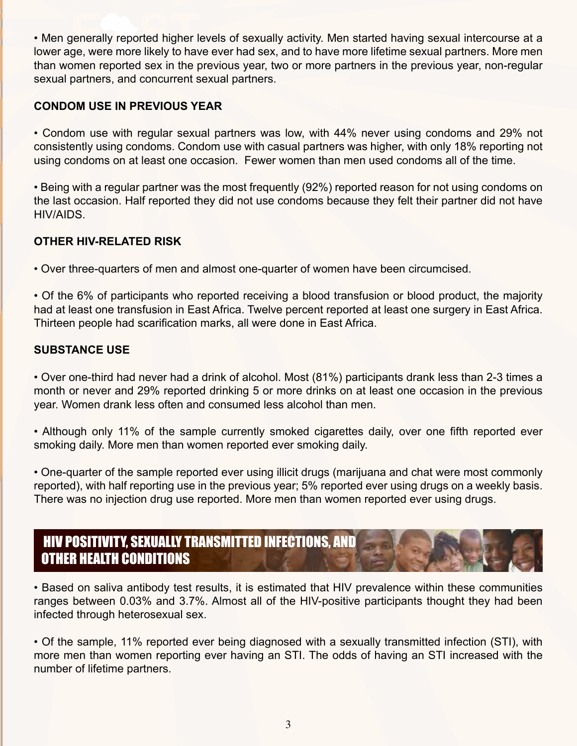• Men generally reported higher levels of sexually activity. Men started having sexual intercourse at a lower age, were more likely to have ever had sex, and to have more lifetime sexual partners. More men than women reported sex in the previous year, two or more partners in the previous year, non-regular sexual partners, and concurrent sexual partners.

### CONDOM USE IN PREVIOUS YEAR

• Condom use with regular sexual partners was low, with 44% never using condoms and 29% not consistently using condoms. Condom use with casual partners was higher, with only 18% reporting not using condoms on at least one occasion. Fewer women than men used condoms all of the time.

• Being with a regular partner was the most frequently (92%) reported reason for not using condoms on the last occasion. Half reported they did not use condoms because they felt their partner did not have HIV/AIDS.

### OTHER HIV-RELATED RISK

• Over three-quarters of men and almost one-quarter of women have been circumcised.

• Of the 6% of participants who reported receiving a blood transfusion or blood product, the majority had at least one transfusion in East Africa. Twelve percent reported at least one surgery in East Africa. Thirteen people had scarification marks, all were done in East Africa.

### SUBSTANCE USE

• Over one-third had never had a drink of alcohol. Most (81%) participants drank less than 2-3 times a month or never and 29% reported drinking 5 or more drinks on at least one occasion in the previous year. Women drank less often and consumed less alcohol than men.

• Although only 11% of the sample currently smoked cigarettes daily, over one fifth reported ever smoking daily. More men than women reported ever smoking daily.

• One-quarter of the sample reported ever using illicit drugs (marijuana and chat were most commonly reported), with half reporting use in the previous year; 5% reported ever using drugs on a weekly basis. There was no injection drug use reported. More men than women reported ever using drugs.

## HIV POSITIVITY, SEXUALLY TRANSMITTED INFECTIONS, AND OTHER HEALTH CONDITIONS

• Based on saliva antibody test results, it is estimated that HIV prevalence within these communities ranges between 0.03% and 3.7%. Almost all of the HIV-positive participants thought they had been infected through heterosexual sex.

• Of the sample, 11% reported ever being diagnosed with a sexually transmitted infection (STI), with more men than women reporting ever having an STI. The odds of having an STI increased with the number of lifetime partners.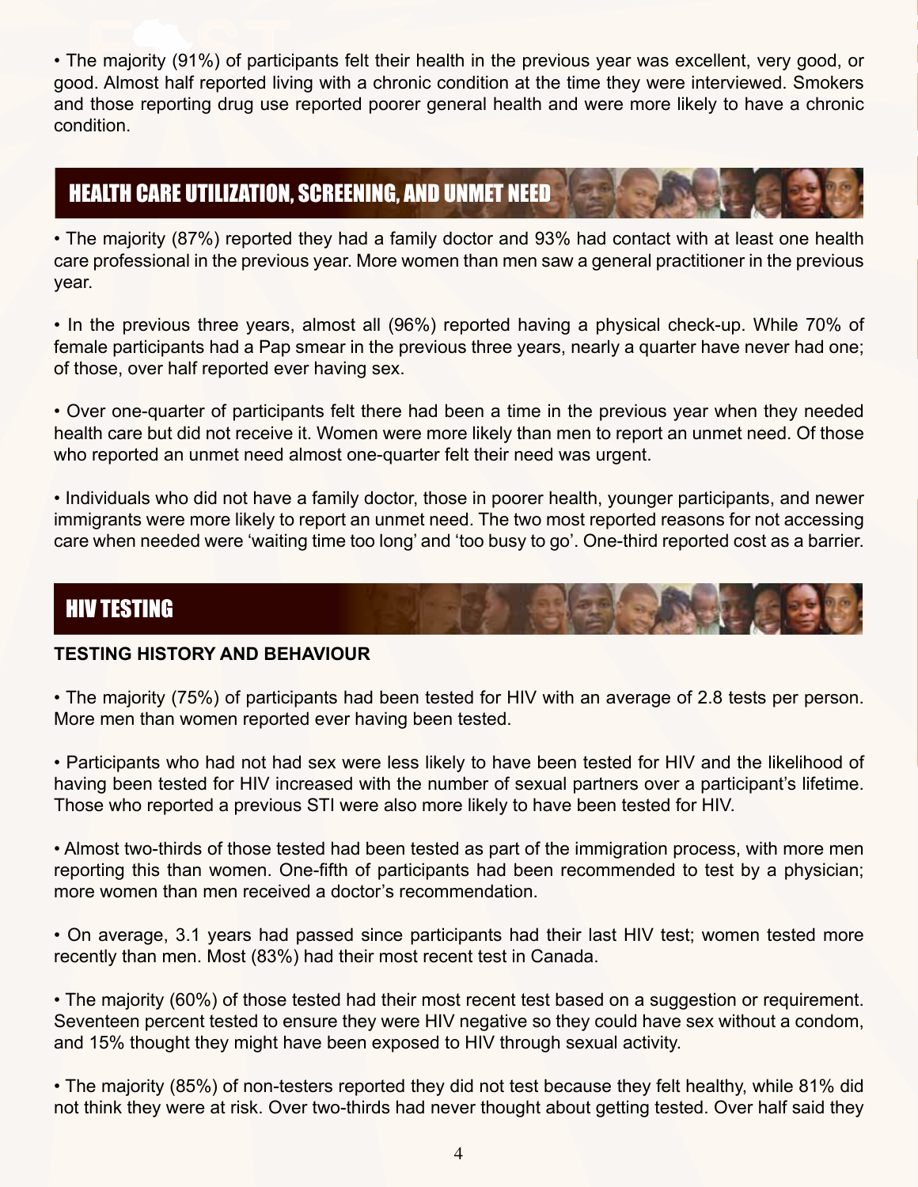• The majority (91%) of participants felt their health in the previous year was excellent, very good, or good. Almost half reported living with a chronic condition at the time they were interviewed. Smokers and those reporting drug use reported poorer general health and were more likely to have a chronic condition.

## HEALTH CARE UTILIZATION, SCREENING, AND UNMET NEED

• The majority (87%) reported they had a family doctor and 93% had contact with at least one health care professional in the previous year. More women than men saw a general practitioner in the previous year.

• In the previous three years, almost all (96%) reported having a physical check-up. While 70% of female participants had a Pap smear in the previous three years, nearly a quarter have never had one; of those, over half reported ever having sex.

• Over one-quarter of participants felt there had been a time in the previous year when they needed health care but did not receive it. Women were more likely than men to report an unmet need. Of those who reported an unmet need almost one-quarter felt their need was urgent.

• Individuals who did not have a family doctor, those in poorer health, younger participants, and newer immigrants were more likely to report an unmet need. The two most reported reasons for not accessing care when needed were 'waiting time too long' and 'too busy to go'. One-third reported cost as a barrier.

## HIV TESTING

### TESTING HISTORY AND BEHAVIOUR

• The majority (75%) of participants had been tested for HIV with an average of 2.8 tests per person. More men than women reported ever having been tested.

• Participants who had not had sex were less likely to have been tested for HIV and the likelihood of having been tested for HIV increased with the number of sexual partners over a participant's lifetime. Those who reported a previous STI were also more likely to have been tested for HIV.

• Almost two-thirds of those tested had been tested as part of the immigration process, with more men reporting this than women. One-fifth of participants had been recommended to test by a physician; more women than men received a doctor's recommendation.

• On average, 3.1 years had passed since participants had their last HIV test; women tested more recently than men. Most (83%) had their most recent test in Canada.

• The majority (60%) of those tested had their most recent test based on a suggestion or requirement. Seventeen percent tested to ensure they were HIV negative so they could have sex without a condom, and 15% thought they might have been exposed to HIV through sexual activity.

• The majority (85%) of non-testers reported they did not test because they felt healthy, while 81% did not think they were at risk. Over two-thirds had never thought about getting tested. Over half said they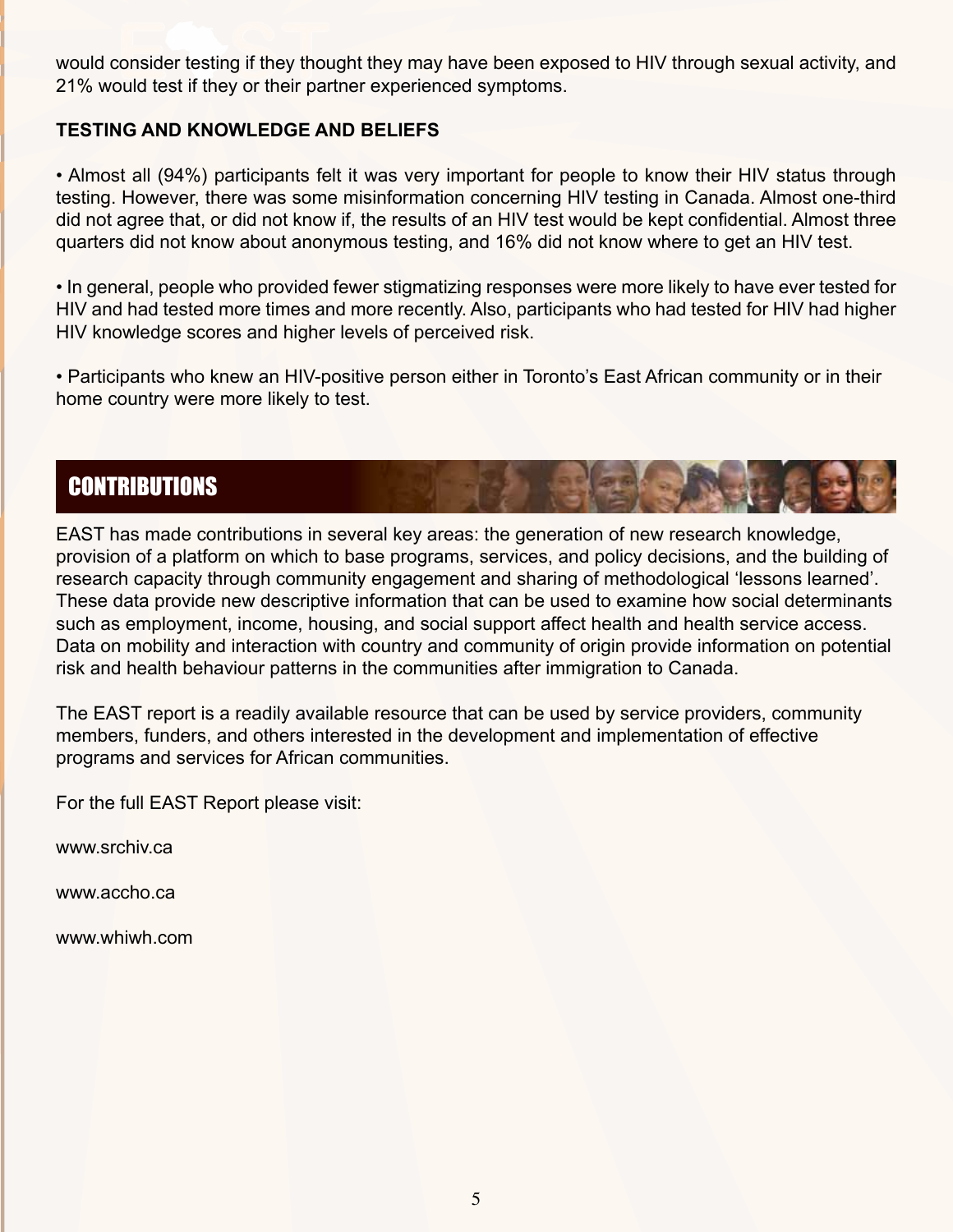would consider testing if they thought they may have been exposed to HIV through sexual activity, and 21% would test if they or their partner experienced symptoms.

**TESTING AND KNOWLEDGE AND BELIEFS**

• Almost all (94%) participants felt it was very important for people to know their HIV status through testing. However, there was some misinformation concerning HIV testing in Canada. Almost one-third did not agree that, or did not know if, the results of an HIV test would be kept confidential. Almost three quarters did not know about anonymous testing, and 16% did not know where to get an HIV test.

• In general, people who provided fewer stigmatizing responses were more likely to have ever tested for HIV and had tested more times and more recently. Also, participants who had tested for HIV had higher HIV knowledge scores and higher levels of perceived risk.

• Participants who knew an HIV-positive person either in Toronto's East African community or in their home country were more likely to test.

## CONTRIBUTIONS

EAST has made contributions in several key areas: the generation of new research knowledge, provision of a platform on which to base programs, services, and policy decisions, and the building of research capacity through community engagement and sharing of methodological 'lessons learned'. These data provide new descriptive information that can be used to examine how social determinants such as employment, income, housing, and social support affect health and health service access. Data on mobility and interaction with country and community of origin provide information on potential risk and health behaviour patterns in the communities after immigration to Canada.

The EAST report is a readily available resource that can be used by service providers, community members, funders, and others interested in the development and implementation of effective programs and services for African communities.

For the full EAST Report please visit:

www.srchiv.ca

www.accho.ca

www.whiwh.com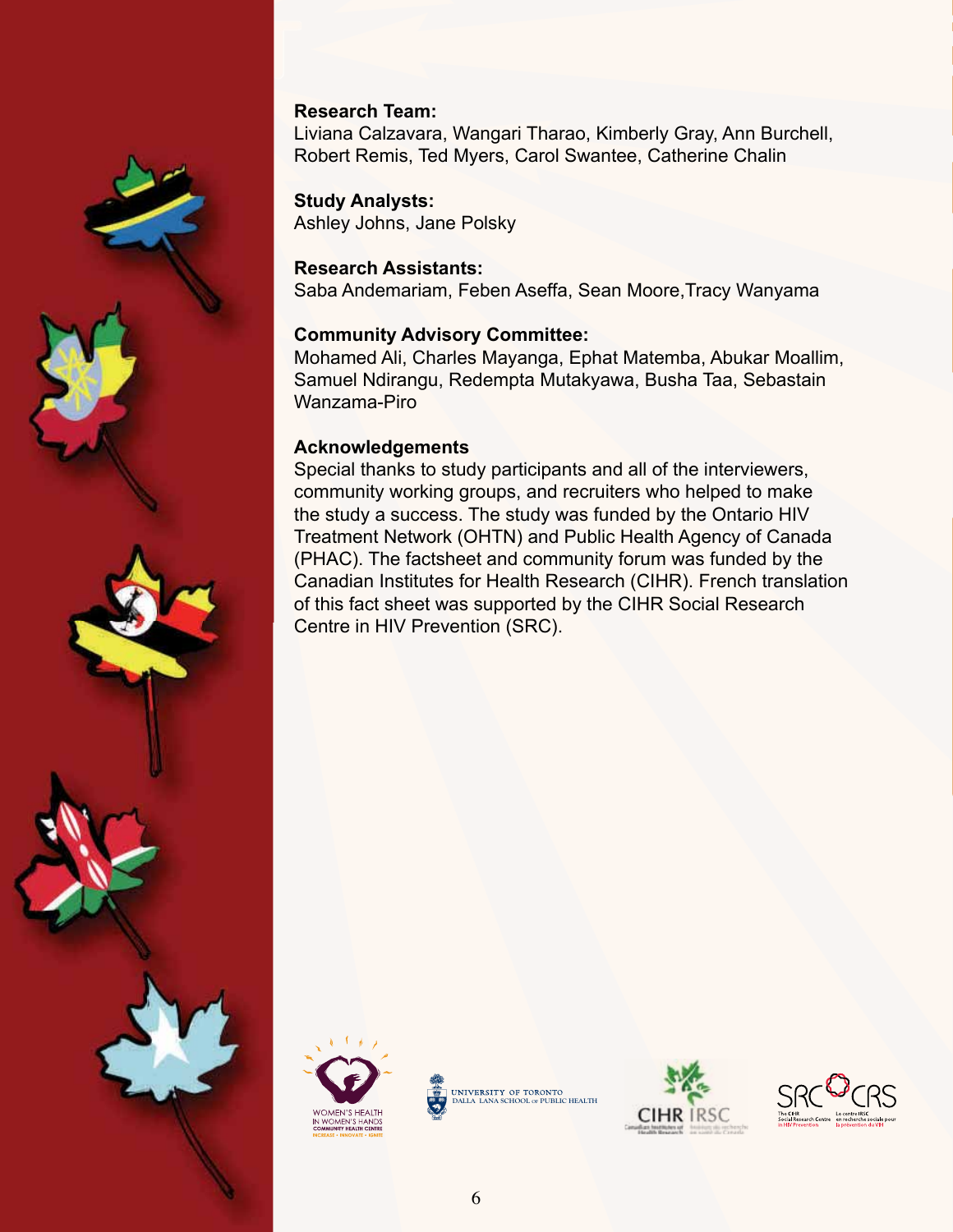**Research Team:**
Liviana Calzavara, Wangari Tharao, Kimberly Gray, Ann Burchell, Robert Remis, Ted Myers, Carol Swantee, Catherine Chalin

**Study Analysts:**
Ashley Johns, Jane Polsky

**Research Assistants:**
Saba Andemariam, Feben Aseffa, Sean Moore,Tracy Wanyama

**Community Advisory Committee:**
Mohamed Ali, Charles Mayanga, Ephat Matemba, Abukar Moallim, Samuel Ndirangu, Redempta Mutakyawa, Busha Taa, Sebastain Wanzama-Piro

**Acknowledgements**
Special thanks to study participants and all of the interviewers, community working groups, and recruiters who helped to make the study a success. The study was funded by the Ontario HIV Treatment Network (OHTN) and Public Health Agency of Canada (PHAC). The factsheet and community forum was funded by the Canadian Institutes for Health Research (CIHR). French translation of this fact sheet was supported by the CIHR Social Research Centre in HIV Prevention (SRC).

WOMEN'S HEALTH IN WOMEN'S HANDS COMMUNITY HEALTH CENTRE

UNIVERSITY OF TORONTO DALLA LANA SCHOOL OF PUBLIC HEALTH

CIHR IRSC

SRC CRS